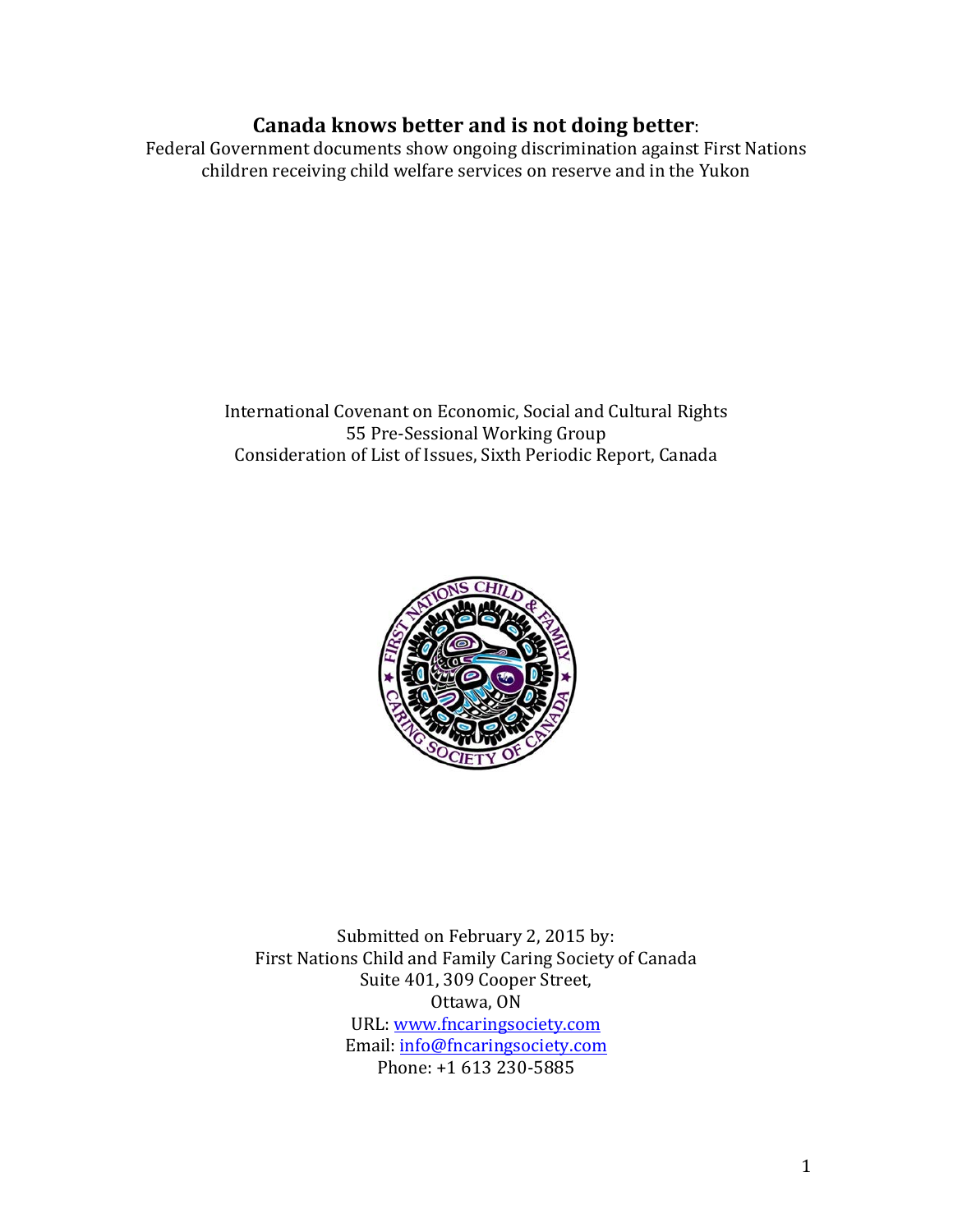# **Canada knows better and is not doing better**:

Federal Government documents show ongoing discrimination against First Nations children receiving child welfare services on reserve and in the Yukon

International Covenant on Economic, Social and Cultural Rights
55 Pre-Sessional Working Group
Consideration of List of Issues, Sixth Periodic Report, Canada

Submitted on February 2, 2015 by:
First Nations Child and Family Caring Society of Canada
Suite 401, 309 Cooper Street,
Ottawa, ON
URL: [www.fncaringsociety.com](http://www.fncaringsociety.com)
Email: [info@fncaringsociety.com](mailto:info@fncaringsociety.com)
Phone: +1 613 230-5885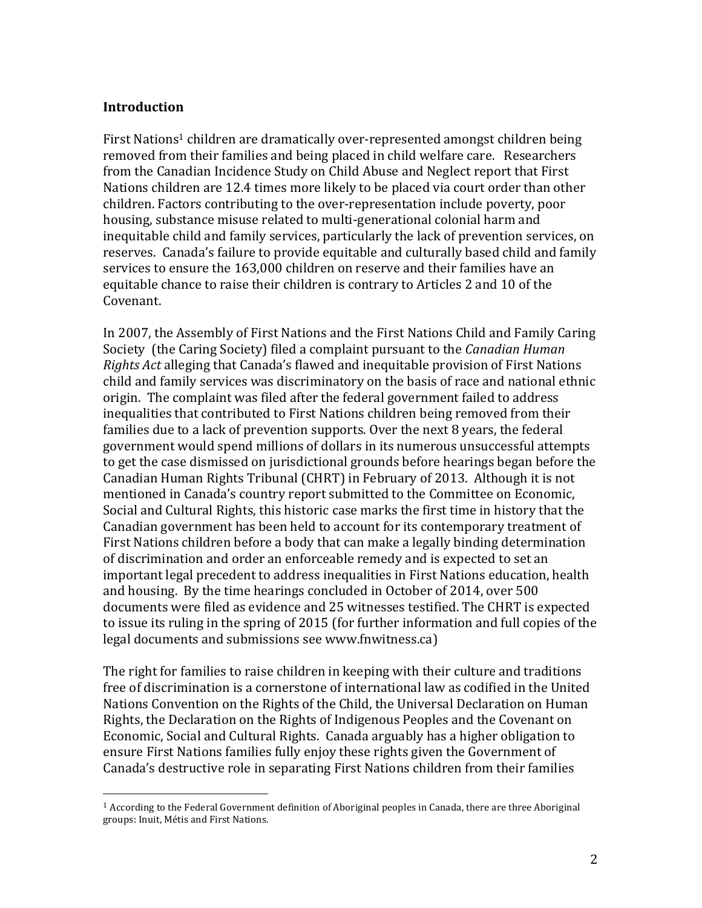## Introduction

First Nations[1] children are dramatically over-represented amongst children being removed from their families and being placed in child welfare care. Researchers from the Canadian Incidence Study on Child Abuse and Neglect report that First Nations children are 12.4 times more likely to be placed via court order than other children. Factors contributing to the over-representation include poverty, poor housing, substance misuse related to multi-generational colonial harm and inequitable child and family services, particularly the lack of prevention services, on reserves. Canada's failure to provide equitable and culturally based child and family services to ensure the 163,000 children on reserve and their families have an equitable chance to raise their children is contrary to Articles 2 and 10 of the Covenant.

In 2007, the Assembly of First Nations and the First Nations Child and Family Caring Society (the Caring Society) filed a complaint pursuant to the *Canadian Human Rights Act* alleging that Canada's flawed and inequitable provision of First Nations child and family services was discriminatory on the basis of race and national ethnic origin. The complaint was filed after the federal government failed to address inequalities that contributed to First Nations children being removed from their families due to a lack of prevention supports. Over the next 8 years, the federal government would spend millions of dollars in its numerous unsuccessful attempts to get the case dismissed on jurisdictional grounds before hearings began before the Canadian Human Rights Tribunal (CHRT) in February of 2013. Although it is not mentioned in Canada's country report submitted to the Committee on Economic, Social and Cultural Rights, this historic case marks the first time in history that the Canadian government has been held to account for its contemporary treatment of First Nations children before a body that can make a legally binding determination of discrimination and order an enforceable remedy and is expected to set an important legal precedent to address inequalities in First Nations education, health and housing. By the time hearings concluded in October of 2014, over 500 documents were filed as evidence and 25 witnesses testified. The CHRT is expected to issue its ruling in the spring of 2015 (for further information and full copies of the legal documents and submissions see www.fnwitness.ca)

The right for families to raise children in keeping with their culture and traditions free of discrimination is a cornerstone of international law as codified in the United Nations Convention on the Rights of the Child, the Universal Declaration on Human Rights, the Declaration on the Rights of Indigenous Peoples and the Covenant on Economic, Social and Cultural Rights. Canada arguably has a higher obligation to ensure First Nations families fully enjoy these rights given the Government of Canada's destructive role in separating First Nations children from their families

---

[1] According to the Federal Government definition of Aboriginal peoples in Canada, there are three Aboriginal groups: Inuit, Métis and First Nations.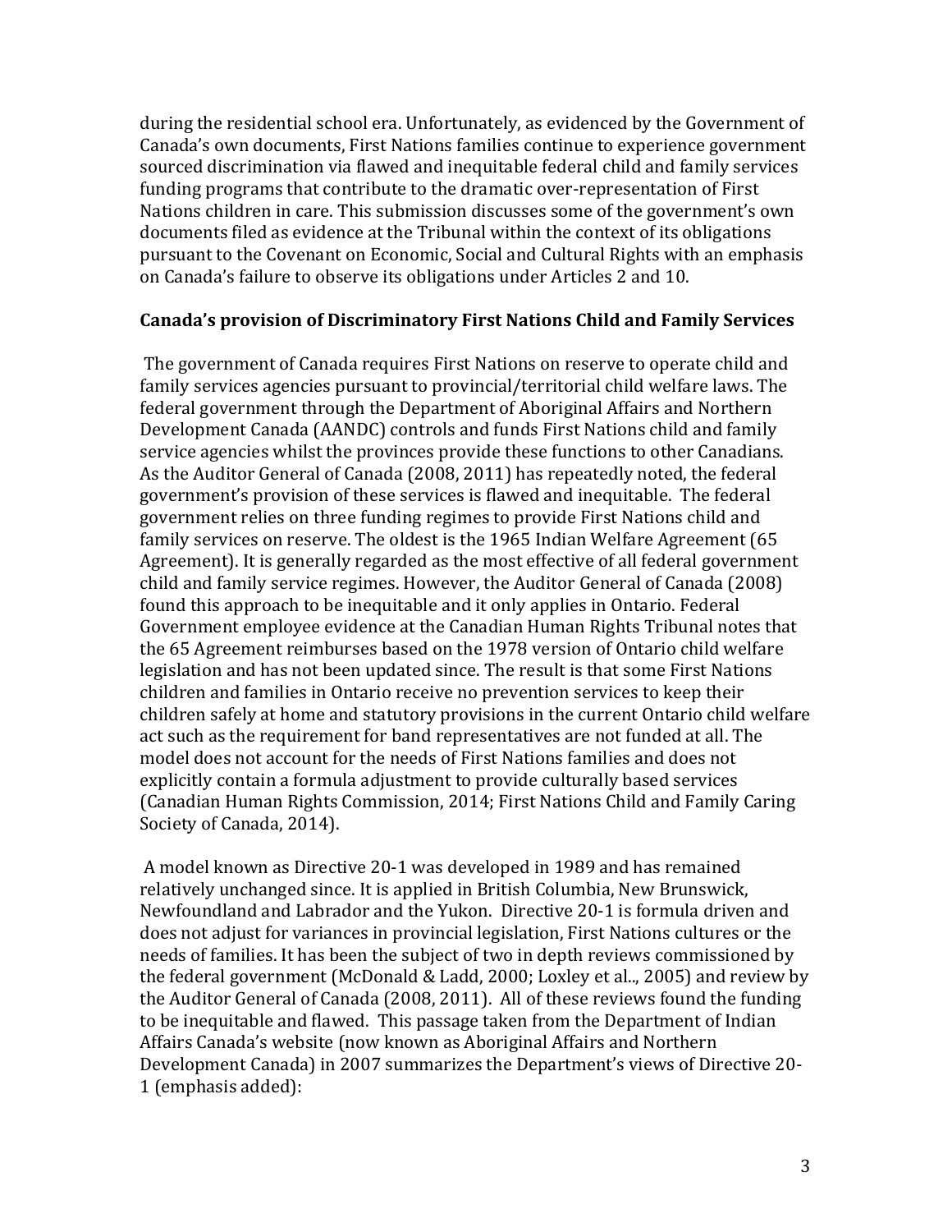during the residential school era. Unfortunately, as evidenced by the Government of Canada's own documents, First Nations families continue to experience government sourced discrimination via flawed and inequitable federal child and family services funding programs that contribute to the dramatic over-representation of First Nations children in care. This submission discusses some of the government's own documents filed as evidence at the Tribunal within the context of its obligations pursuant to the Covenant on Economic, Social and Cultural Rights with an emphasis on Canada's failure to observe its obligations under Articles 2 and 10.

**Canada's provision of Discriminatory First Nations Child and Family Services**

The government of Canada requires First Nations on reserve to operate child and family services agencies pursuant to provincial/territorial child welfare laws. The federal government through the Department of Aboriginal Affairs and Northern Development Canada (AANDC) controls and funds First Nations child and family service agencies whilst the provinces provide these functions to other Canadians. As the Auditor General of Canada (2008, 2011) has repeatedly noted, the federal government's provision of these services is flawed and inequitable. The federal government relies on three funding regimes to provide First Nations child and family services on reserve. The oldest is the 1965 Indian Welfare Agreement (65 Agreement). It is generally regarded as the most effective of all federal government child and family service regimes. However, the Auditor General of Canada (2008) found this approach to be inequitable and it only applies in Ontario. Federal Government employee evidence at the Canadian Human Rights Tribunal notes that the 65 Agreement reimburses based on the 1978 version of Ontario child welfare legislation and has not been updated since. The result is that some First Nations children and families in Ontario receive no prevention services to keep their children safely at home and statutory provisions in the current Ontario child welfare act such as the requirement for band representatives are not funded at all. The model does not account for the needs of First Nations families and does not explicitly contain a formula adjustment to provide culturally based services (Canadian Human Rights Commission, 2014; First Nations Child and Family Caring Society of Canada, 2014).

A model known as Directive 20-1 was developed in 1989 and has remained relatively unchanged since. It is applied in British Columbia, New Brunswick, Newfoundland and Labrador and the Yukon. Directive 20-1 is formula driven and does not adjust for variances in provincial legislation, First Nations cultures or the needs of families. It has been the subject of two in depth reviews commissioned by the federal government (McDonald & Ladd, 2000; Loxley et al.., 2005) and review by the Auditor General of Canada (2008, 2011). All of these reviews found the funding to be inequitable and flawed. This passage taken from the Department of Indian Affairs Canada's website (now known as Aboriginal Affairs and Northern Development Canada) in 2007 summarizes the Department's views of Directive 20-1 (emphasis added):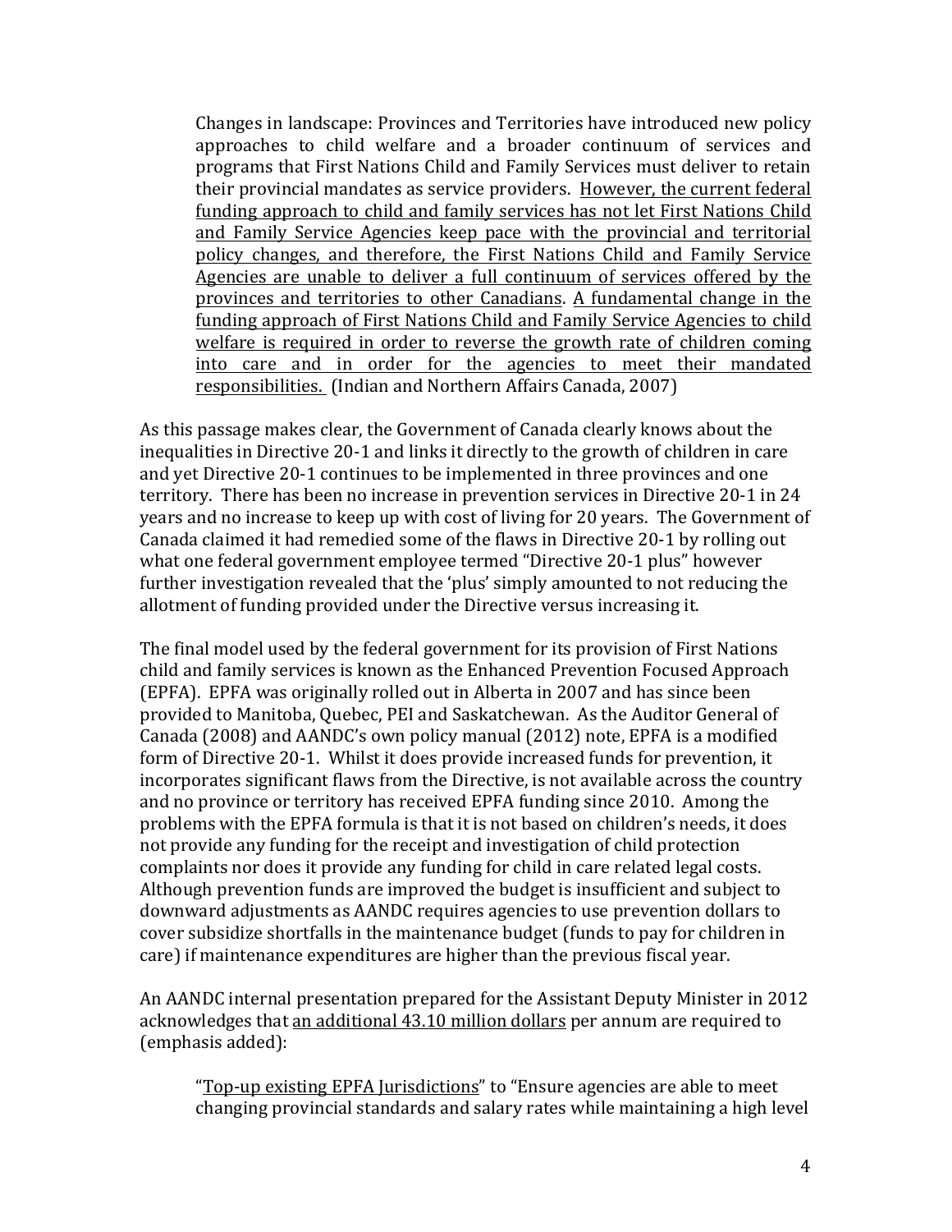> Changes in landscape: Provinces and Territories have introduced new policy approaches to child welfare and a broader continuum of services and programs that First Nations Child and Family Services must deliver to retain their provincial mandates as service providers. <u>However, the current federal funding approach to child and family services has not let First Nations Child and Family Service Agencies keep pace with the provincial and territorial policy changes, and therefore, the First Nations Child and Family Service Agencies are unable to deliver a full continuum of services offered by the provinces and territories to other Canadians</u>. <u>A fundamental change in the funding approach of First Nations Child and Family Service Agencies to child welfare is required in order to reverse the growth rate of children coming into care and in order for the agencies to meet their mandated responsibilities.</u> (Indian and Northern Affairs Canada, 2007)

As this passage makes clear, the Government of Canada clearly knows about the inequalities in Directive 20-1 and links it directly to the growth of children in care and yet Directive 20-1 continues to be implemented in three provinces and one territory. There has been no increase in prevention services in Directive 20-1 in 24 years and no increase to keep up with cost of living for 20 years. The Government of Canada claimed it had remedied some of the flaws in Directive 20-1 by rolling out what one federal government employee termed "Directive 20-1 plus" however further investigation revealed that the 'plus' simply amounted to not reducing the allotment of funding provided under the Directive versus increasing it.

The final model used by the federal government for its provision of First Nations child and family services is known as the Enhanced Prevention Focused Approach (EPFA). EPFA was originally rolled out in Alberta in 2007 and has since been provided to Manitoba, Quebec, PEI and Saskatchewan. As the Auditor General of Canada (2008) and AANDC's own policy manual (2012) note, EPFA is a modified form of Directive 20-1. Whilst it does provide increased funds for prevention, it incorporates significant flaws from the Directive, is not available across the country and no province or territory has received EPFA funding since 2010. Among the problems with the EPFA formula is that it is not based on children's needs, it does not provide any funding for the receipt and investigation of child protection complaints nor does it provide any funding for child in care related legal costs. Although prevention funds are improved the budget is insufficient and subject to downward adjustments as AANDC requires agencies to use prevention dollars to cover subsidize shortfalls in the maintenance budget (funds to pay for children in care) if maintenance expenditures are higher than the previous fiscal year.

An AANDC internal presentation prepared for the Assistant Deputy Minister in 2012 acknowledges that <u>an additional 43.10 million dollars</u> per annum are required to (emphasis added):

> "<u>Top-up existing EPFA Jurisdictions</u>" to "Ensure agencies are able to meet changing provincial standards and salary rates while maintaining a high level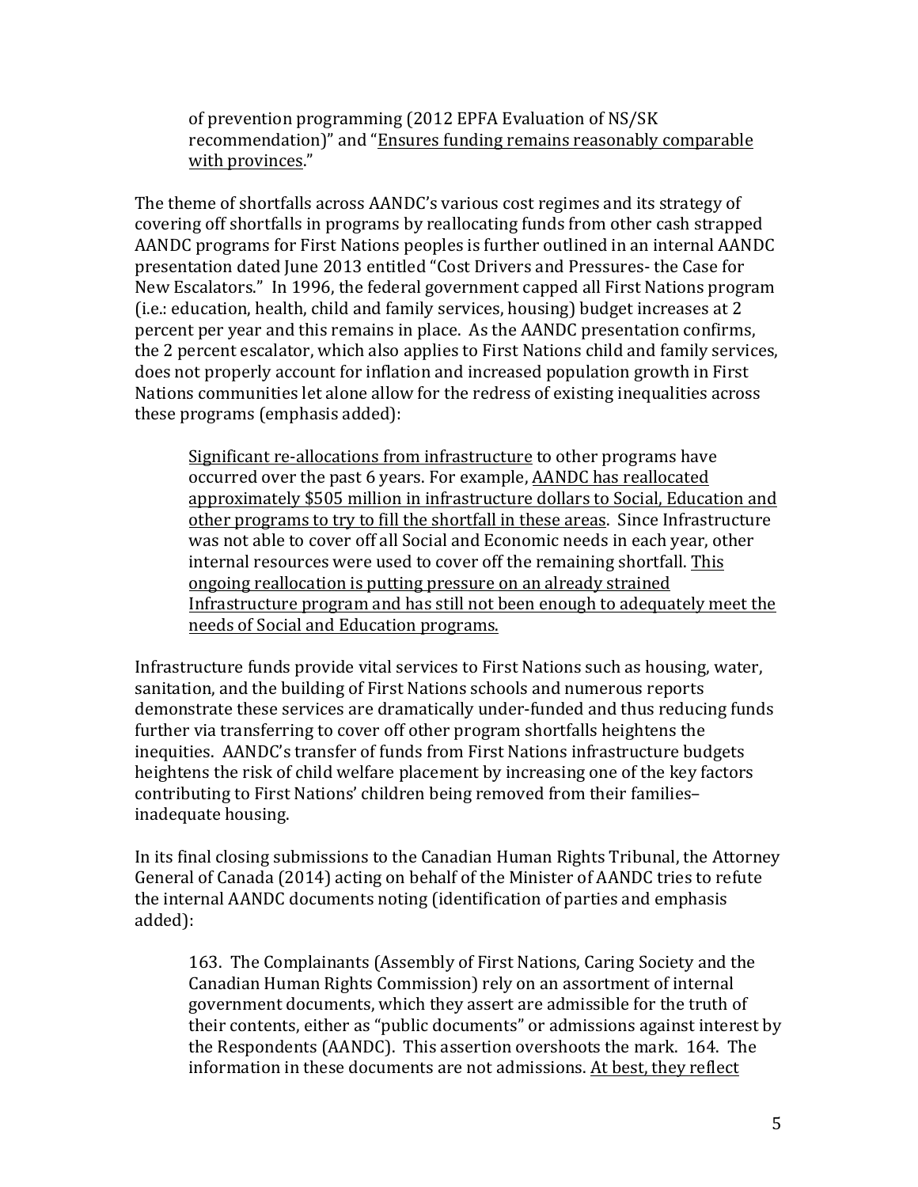> of prevention programming (2012 EPFA Evaluation of NS/SK recommendation)" and "<u>Ensures funding remains reasonably comparable with provinces</u>."

The theme of shortfalls across AANDC's various cost regimes and its strategy of covering off shortfalls in programs by reallocating funds from other cash strapped AANDC programs for First Nations peoples is further outlined in an internal AANDC presentation dated June 2013 entitled "Cost Drivers and Pressures- the Case for New Escalators." In 1996, the federal government capped all First Nations program (i.e.: education, health, child and family services, housing) budget increases at 2 percent per year and this remains in place. As the AANDC presentation confirms, the 2 percent escalator, which also applies to First Nations child and family services, does not properly account for inflation and increased population growth in First Nations communities let alone allow for the redress of existing inequalities across these programs (emphasis added):

> <u>Significant re-allocations from infrastructure</u> to other programs have occurred over the past 6 years. For example, <u>AANDC has reallocated approximately $505 million in infrastructure dollars to Social, Education and other programs to try to fill the shortfall in these areas</u>. Since Infrastructure was not able to cover off all Social and Economic needs in each year, other internal resources were used to cover off the remaining shortfall. <u>This ongoing reallocation is putting pressure on an already strained Infrastructure program and has still not been enough to adequately meet the needs of Social and Education programs.</u>

Infrastructure funds provide vital services to First Nations such as housing, water, sanitation, and the building of First Nations schools and numerous reports demonstrate these services are dramatically under-funded and thus reducing funds further via transferring to cover off other program shortfalls heightens the inequities. AANDC's transfer of funds from First Nations infrastructure budgets heightens the risk of child welfare placement by increasing one of the key factors contributing to First Nations' children being removed from their families– inadequate housing.

In its final closing submissions to the Canadian Human Rights Tribunal, the Attorney General of Canada (2014) acting on behalf of the Minister of AANDC tries to refute the internal AANDC documents noting (identification of parties and emphasis added):

> 163. The Complainants (Assembly of First Nations, Caring Society and the Canadian Human Rights Commission) rely on an assortment of internal government documents, which they assert are admissible for the truth of their contents, either as "public documents" or admissions against interest by the Respondents (AANDC). This assertion overshoots the mark. 164. The information in these documents are not admissions. <u>At best, they reflect</u>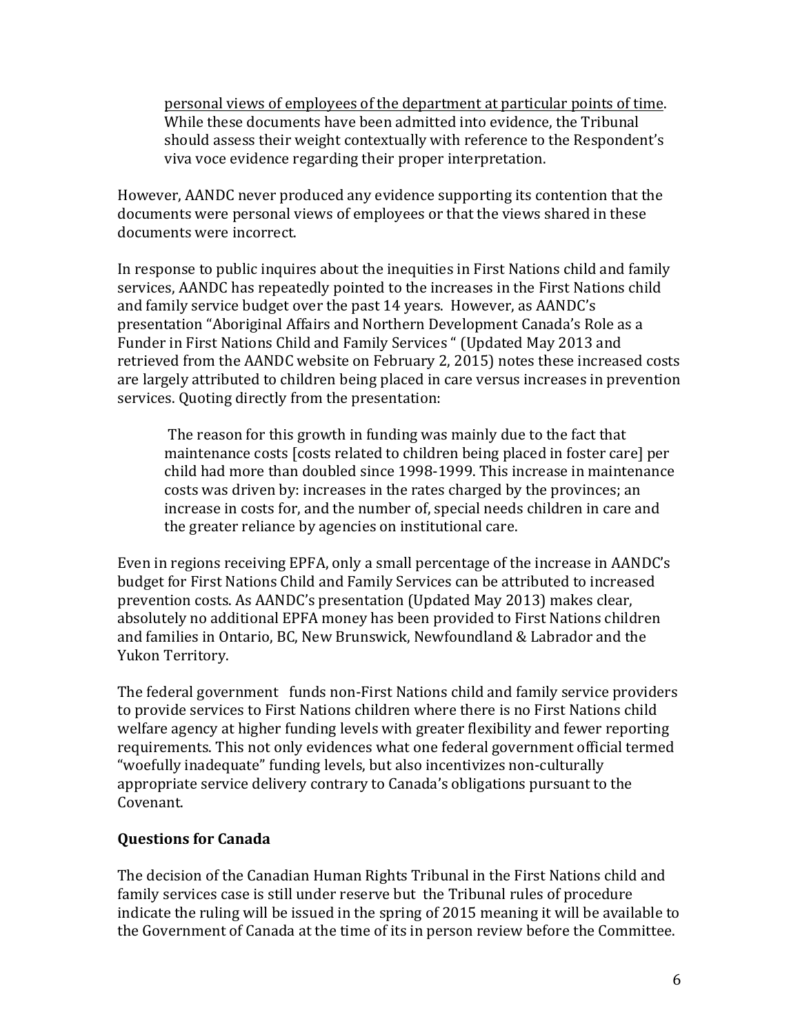> <u>personal views of employees of the department at particular points of time</u>. While these documents have been admitted into evidence, the Tribunal should assess their weight contextually with reference to the Respondent's viva voce evidence regarding their proper interpretation.

However, AANDC never produced any evidence supporting its contention that the documents were personal views of employees or that the views shared in these documents were incorrect.

In response to public inquires about the inequities in First Nations child and family services, AANDC has repeatedly pointed to the increases in the First Nations child and family service budget over the past 14 years. However, as AANDC's presentation "Aboriginal Affairs and Northern Development Canada's Role as a Funder in First Nations Child and Family Services " (Updated May 2013 and retrieved from the AANDC website on February 2, 2015) notes these increased costs are largely attributed to children being placed in care versus increases in prevention services. Quoting directly from the presentation:

> The reason for this growth in funding was mainly due to the fact that maintenance costs [costs related to children being placed in foster care] per child had more than doubled since 1998-1999. This increase in maintenance costs was driven by: increases in the rates charged by the provinces; an increase in costs for, and the number of, special needs children in care and the greater reliance by agencies on institutional care.

Even in regions receiving EPFA, only a small percentage of the increase in AANDC's budget for First Nations Child and Family Services can be attributed to increased prevention costs. As AANDC's presentation (Updated May 2013) makes clear, absolutely no additional EPFA money has been provided to First Nations children and families in Ontario, BC, New Brunswick, Newfoundland & Labrador and the Yukon Territory.

The federal government funds non-First Nations child and family service providers to provide services to First Nations children where there is no First Nations child welfare agency at higher funding levels with greater flexibility and fewer reporting requirements. This not only evidences what one federal government official termed "woefully inadequate" funding levels, but also incentivizes non-culturally appropriate service delivery contrary to Canada's obligations pursuant to the Covenant.

### Questions for Canada

The decision of the Canadian Human Rights Tribunal in the First Nations child and family services case is still under reserve but the Tribunal rules of procedure indicate the ruling will be issued in the spring of 2015 meaning it will be available to the Government of Canada at the time of its in person review before the Committee.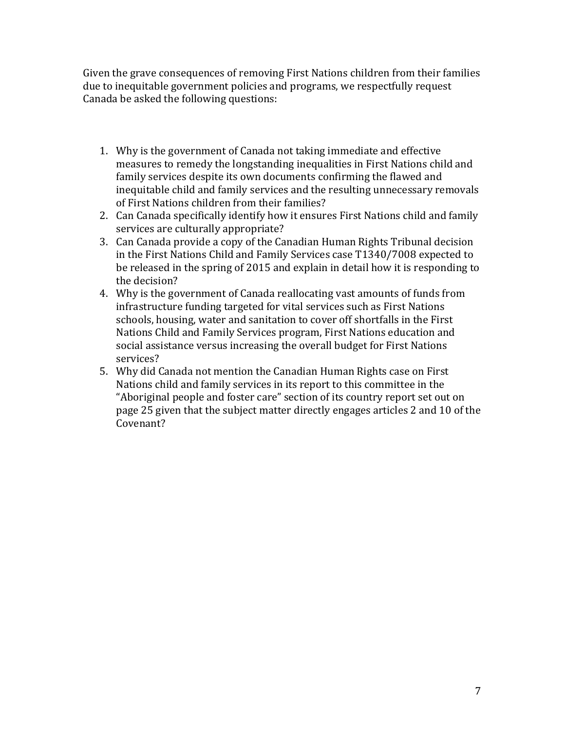Given the grave consequences of removing First Nations children from their families due to inequitable government policies and programs, we respectfully request Canada be asked the following questions:

1. Why is the government of Canada not taking immediate and effective measures to remedy the longstanding inequalities in First Nations child and family services despite its own documents confirming the flawed and inequitable child and family services and the resulting unnecessary removals of First Nations children from their families?
2. Can Canada specifically identify how it ensures First Nations child and family services are culturally appropriate?
3. Can Canada provide a copy of the Canadian Human Rights Tribunal decision in the First Nations Child and Family Services case T1340/7008 expected to be released in the spring of 2015 and explain in detail how it is responding to the decision?
4. Why is the government of Canada reallocating vast amounts of funds from infrastructure funding targeted for vital services such as First Nations schools, housing, water and sanitation to cover off shortfalls in the First Nations Child and Family Services program, First Nations education and social assistance versus increasing the overall budget for First Nations services?
5. Why did Canada not mention the Canadian Human Rights case on First Nations child and family services in its report to this committee in the "Aboriginal people and foster care" section of its country report set out on page 25 given that the subject matter directly engages articles 2 and 10 of the Covenant?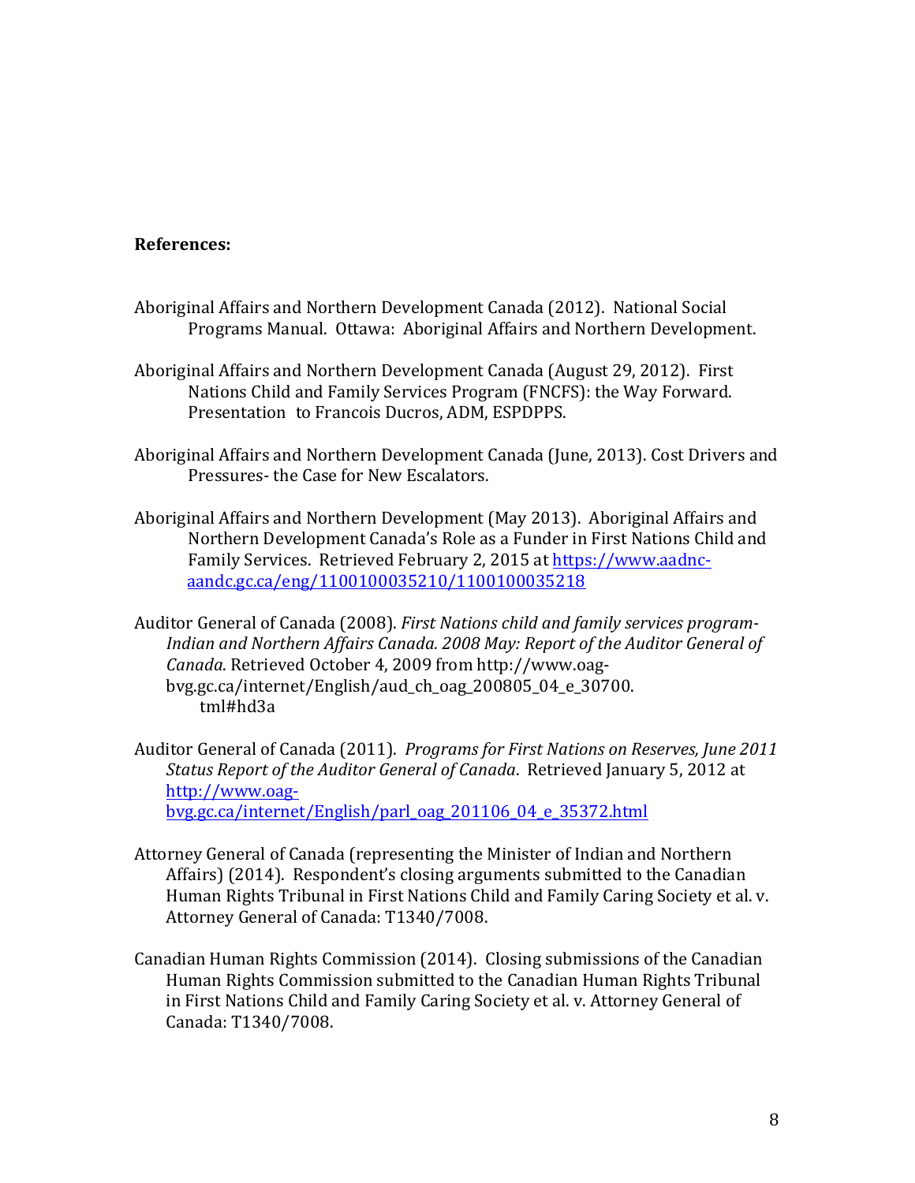**References:**

Aboriginal Affairs and Northern Development Canada (2012). National Social Programs Manual. Ottawa: Aboriginal Affairs and Northern Development.

Aboriginal Affairs and Northern Development Canada (August 29, 2012). First Nations Child and Family Services Program (FNCFS): the Way Forward. Presentation to Francois Ducros, ADM, ESPDPPS.

Aboriginal Affairs and Northern Development Canada (June, 2013). Cost Drivers and Pressures- the Case for New Escalators.

Aboriginal Affairs and Northern Development (May 2013). Aboriginal Affairs and Northern Development Canada's Role as a Funder in First Nations Child and Family Services. Retrieved February 2, 2015 at https://www.aadnc-aandc.gc.ca/eng/1100100035210/1100100035218

Auditor General of Canada (2008). *First Nations child and family services program-Indian and Northern Affairs Canada. 2008 May: Report of the Auditor General of Canada*. Retrieved October 4, 2009 from http://www.oag-bvg.gc.ca/internet/English/aud_ch_oag_200805_04_e_30700.tml#hd3a

Auditor General of Canada (2011). *Programs for First Nations on Reserves, June 2011 Status Report of the Auditor General of Canada*. Retrieved January 5, 2012 at http://www.oag-bvg.gc.ca/internet/English/parl_oag_201106_04_e_35372.html

Attorney General of Canada (representing the Minister of Indian and Northern Affairs) (2014). Respondent's closing arguments submitted to the Canadian Human Rights Tribunal in First Nations Child and Family Caring Society et al. v. Attorney General of Canada: T1340/7008.

Canadian Human Rights Commission (2014). Closing submissions of the Canadian Human Rights Commission submitted to the Canadian Human Rights Tribunal in First Nations Child and Family Caring Society et al. v. Attorney General of Canada: T1340/7008.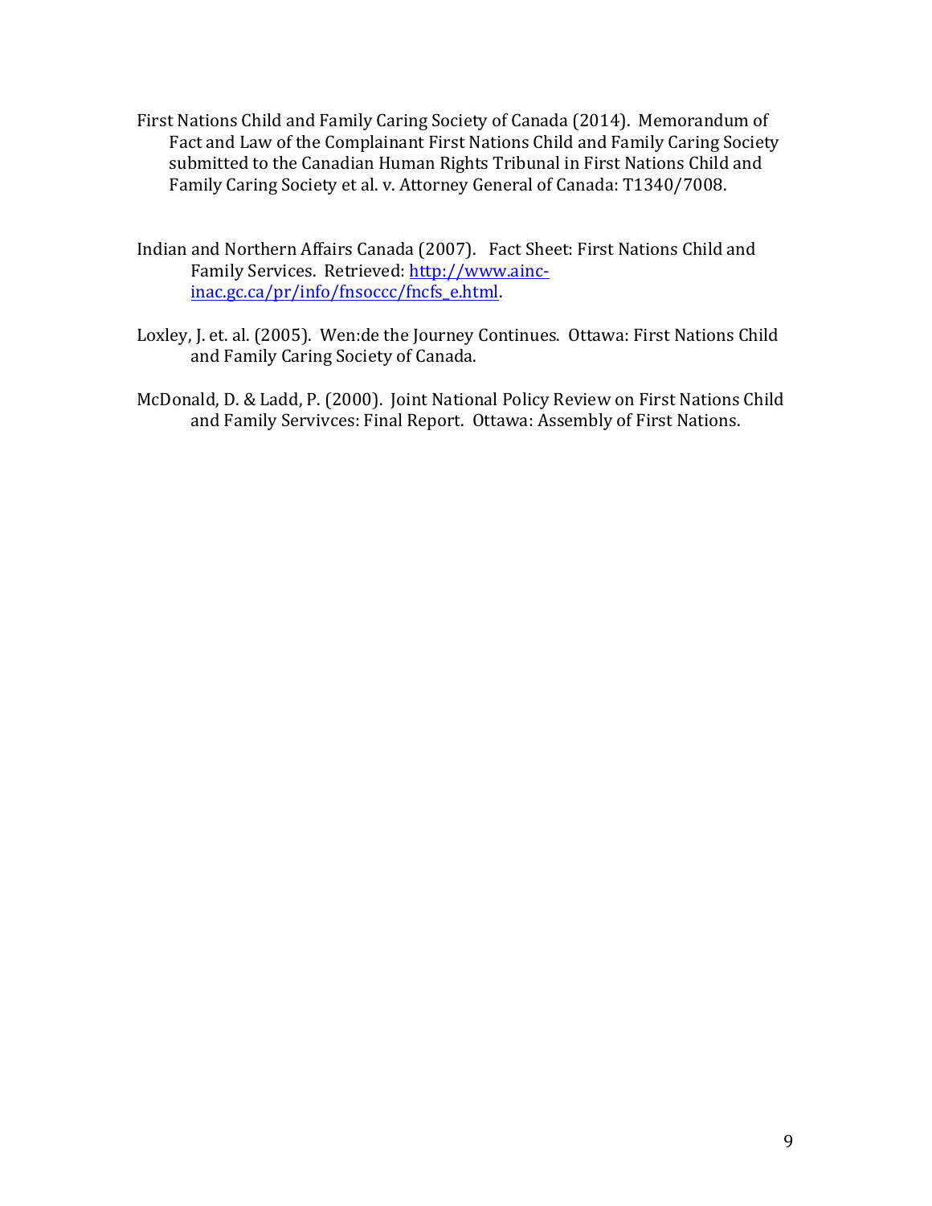First Nations Child and Family Caring Society of Canada (2014). Memorandum of Fact and Law of the Complainant First Nations Child and Family Caring Society submitted to the Canadian Human Rights Tribunal in First Nations Child and Family Caring Society et al. v. Attorney General of Canada: T1340/7008.

Indian and Northern Affairs Canada (2007). Fact Sheet: First Nations Child and Family Services. Retrieved: [http://www.ainc-inac.gc.ca/pr/info/fnsoccc/fncfs_e.html](http://www.ainc-inac.gc.ca/pr/info/fnsoccc/fncfs_e.html).

Loxley, J. et. al. (2005). Wen:de the Journey Continues. Ottawa: First Nations Child and Family Caring Society of Canada.

McDonald, D. & Ladd, P. (2000). Joint National Policy Review on First Nations Child and Family Servivces: Final Report. Ottawa: Assembly of First Nations.